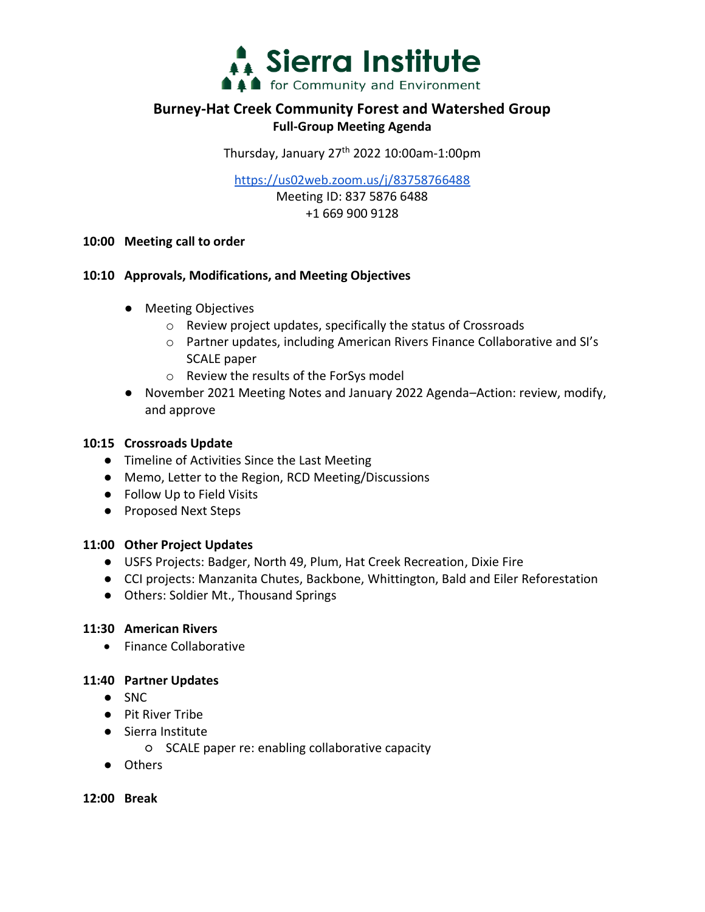# Sierra Institute for Community and Environment

## Burney-Hat Creek Community Forest and Watershed Group

### Full-Group Meeting Agenda

Thursday, January 27th 2022 10:00am-1:00pm

https://us02web.zoom.us/j/83758766488

Meeting ID: 837 5876 6488

+1 669 900 9128

**10:00 Meeting call to order**

**10:10 Approvals, Modifications, and Meeting Objectives**

- Meeting Objectives
  - Review project updates, specifically the status of Crossroads
  - Partner updates, including American Rivers Finance Collaborative and SI's SCALE paper
  - Review the results of the ForSys model
- November 2021 Meeting Notes and January 2022 Agenda–Action: review, modify, and approve

**10:15 Crossroads Update**

- Timeline of Activities Since the Last Meeting
- Memo, Letter to the Region, RCD Meeting/Discussions
- Follow Up to Field Visits
- Proposed Next Steps

**11:00 Other Project Updates**

- USFS Projects: Badger, North 49, Plum, Hat Creek Recreation, Dixie Fire
- CCI projects: Manzanita Chutes, Backbone, Whittington, Bald and Eiler Reforestation
- Others: Soldier Mt., Thousand Springs

**11:30 American Rivers**

- Finance Collaborative

**11:40 Partner Updates**

- SNC
- Pit River Tribe
- Sierra Institute
  - SCALE paper re: enabling collaborative capacity
- Others

**12:00 Break**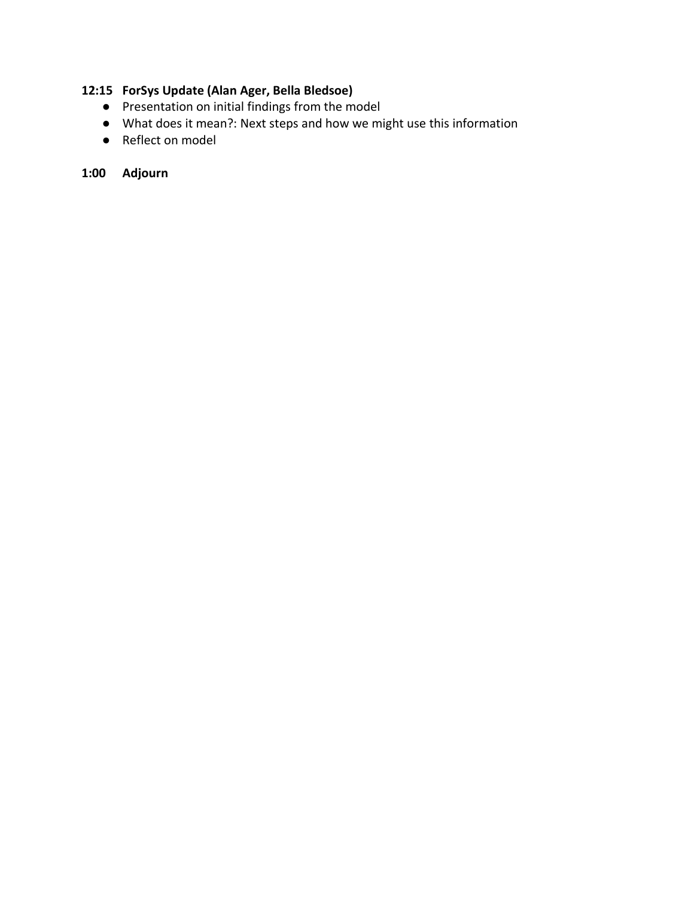**12:15 ForSys Update (Alan Ager, Bella Bledsoe)**

- Presentation on initial findings from the model
- What does it mean?: Next steps and how we might use this information
- Reflect on model

**1:00 Adjourn**